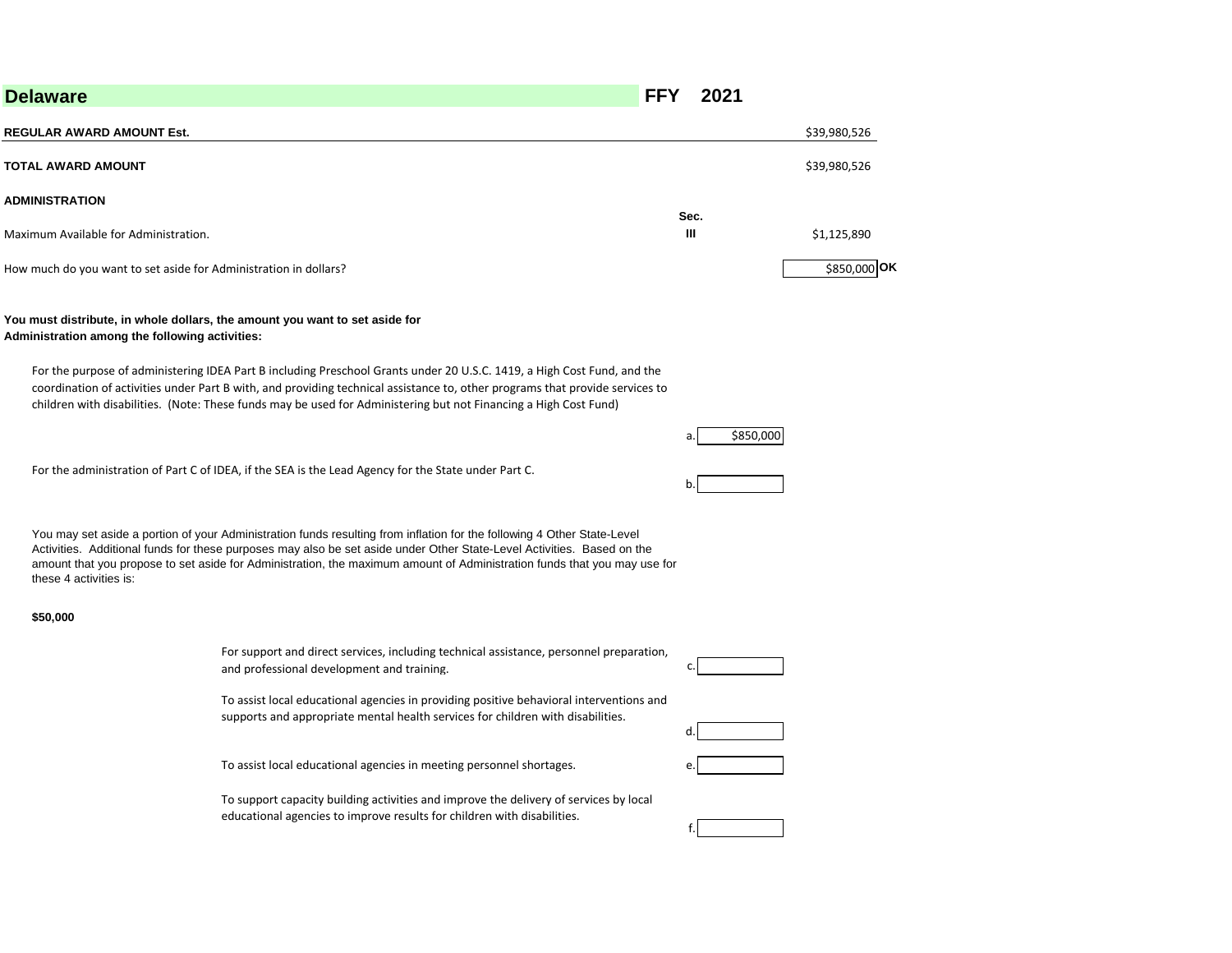## Delaware — FFY 2021

| | | |
|---|---|---|
| **REGULAR AWARD AMOUNT Est.** | | $39,980,526 |
| **TOTAL AWARD AMOUNT** | | $39,980,526 |

### ADMINISTRATION

| | Sec. | |
|---|---|---|
| Maximum Available for Administration. | III | $1,125,890 |
| How much do you want to set aside for Administration in dollars? | | $850,000 **OK** |

**You must distribute, in whole dollars, the amount you want to set aside for Administration among the following activities:**

For the purpose of administering IDEA Part B including Preschool Grants under 20 U.S.C. 1419, a High Cost Fund, and the coordination of activities under Part B with, and providing technical assistance to, other programs that provide services to children with disabilities. (Note: These funds may be used for Administering but not Financing a High Cost Fund)

a. $850,000

For the administration of Part C of IDEA, if the SEA is the Lead Agency for the State under Part C.

b.

You may set aside a portion of your Administration funds resulting from inflation for the following 4 Other State-Level Activities. Additional funds for these purposes may also be set aside under Other State-Level Activities. Based on the amount that you propose to set aside for Administration, the maximum amount of Administration funds that you may use for these 4 activities is:

**$50,000**

For support and direct services, including technical assistance, personnel preparation, and professional development and training.

c.

To assist local educational agencies in providing positive behavioral interventions and supports and appropriate mental health services for children with disabilities.

d.

To assist local educational agencies in meeting personnel shortages.

e.

To support capacity building activities and improve the delivery of services by local educational agencies to improve results for children with disabilities.

f.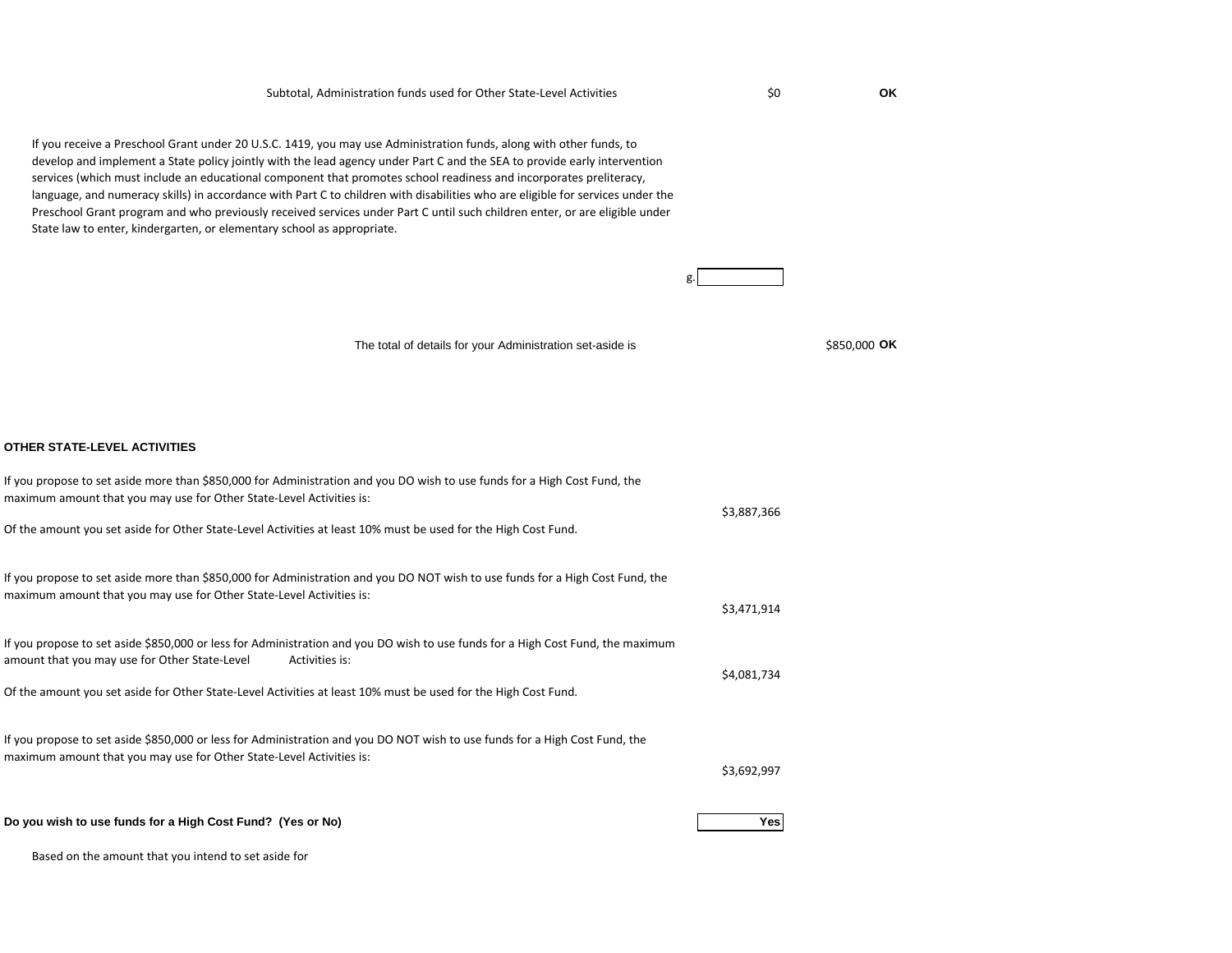Subtotal, Administration funds used for Other State-Level Activities $0 **OK**

If you receive a Preschool Grant under 20 U.S.C. 1419, you may use Administration funds, along with other funds, to develop and implement a State policy jointly with the lead agency under Part C and the SEA to provide early intervention services (which must include an educational component that promotes school readiness and incorporates preliteracy, language, and numeracy skills) in accordance with Part C to children with disabilities who are eligible for services under the Preschool Grant program and who previously received services under Part C until such children enter, or are eligible under State law to enter, kindergarten, or elementary school as appropriate.

g. 

The total of details for your Administration set-aside is $850,000 **OK**

**OTHER STATE-LEVEL ACTIVITIES**

If you propose to set aside more than $850,000 for Administration and you DO wish to use funds for a High Cost Fund, the maximum amount that you may use for Other State-Level Activities is: $3,887,366

Of the amount you set aside for Other State-Level Activities at least 10% must be used for the High Cost Fund.

If you propose to set aside more than $850,000 for Administration and you DO NOT wish to use funds for a High Cost Fund, the maximum amount that you may use for Other State-Level Activities is: $3,471,914

If you propose to set aside $850,000 or less for Administration and you DO wish to use funds for a High Cost Fund, the maximum amount that you may use for Other State-Level Activities is: $4,081,734

Of the amount you set aside for Other State-Level Activities at least 10% must be used for the High Cost Fund.

If you propose to set aside $850,000 or less for Administration and you DO NOT wish to use funds for a High Cost Fund, the maximum amount that you may use for Other State-Level Activities is: $3,692,997

**Do you wish to use funds for a High Cost Fund? (Yes or No)** **Yes**

Based on the amount that you intend to set aside for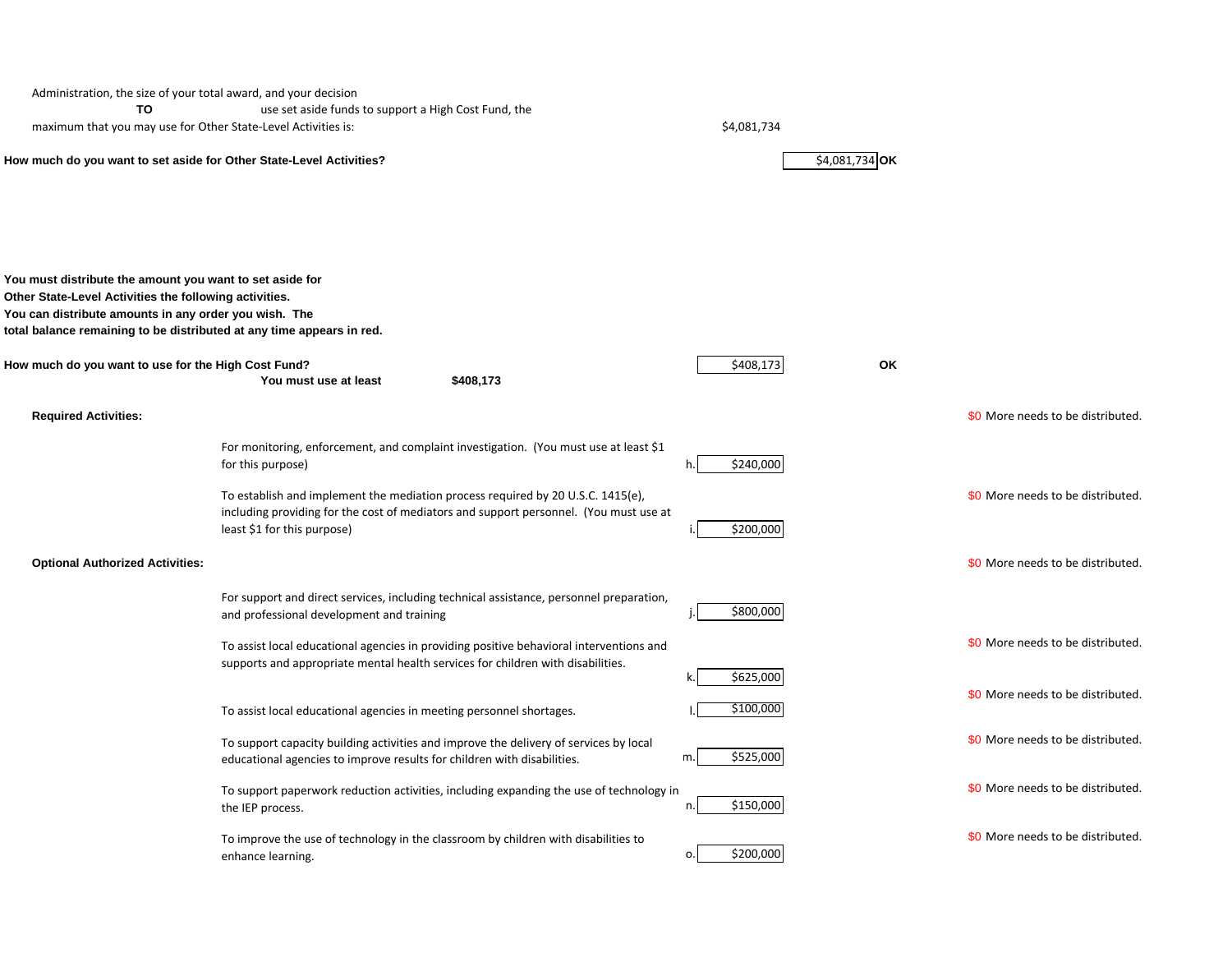Administration, the size of your total award, and your decision **TO** use set aside funds to support a High Cost Fund, the maximum that you may use for Other State-Level Activities is: $4,081,734

**How much do you want to set aside for Other State-Level Activities?** $4,081,734 **OK**

**You must distribute the amount you want to set aside for Other State-Level Activities the following activities. You can distribute amounts in any order you wish. The total balance remaining to be distributed at any time appears in red.**

**How much do you want to use for the High Cost Fund?** $408,173 **OK**

**You must use at least $408,173**

**Required Activities:** $0 More needs to be distributed.

| | Activity | | Amount | Status |
|---|---|---|---|---|
| | For monitoring, enforcement, and complaint investigation. (You must use at least $1 for this purpose) | h. | $240,000 | |
| | To establish and implement the mediation process required by 20 U.S.C. 1415(e), including providing for the cost of mediators and support personnel. (You must use at least $1 for this purpose) | i. | $200,000 | $0 More needs to be distributed. |

**Optional Authorized Activities:** $0 More needs to be distributed.

| | Activity | | Amount | Status |
|---|---|---|---|---|
| | For support and direct services, including technical assistance, personnel preparation, and professional development and training | j. | $800,000 | |
| | To assist local educational agencies in providing positive behavioral interventions and supports and appropriate mental health services for children with disabilities. | k. | $625,000 | $0 More needs to be distributed. |
| | To assist local educational agencies in meeting personnel shortages. | l. | $100,000 | $0 More needs to be distributed. |
| | To support capacity building activities and improve the delivery of services by local educational agencies to improve results for children with disabilities. | m. | $525,000 | $0 More needs to be distributed. |
| | To support paperwork reduction activities, including expanding the use of technology in the IEP process. | n. | $150,000 | $0 More needs to be distributed. |
| | To improve the use of technology in the classroom by children with disabilities to enhance learning. | o. | $200,000 | $0 More needs to be distributed. |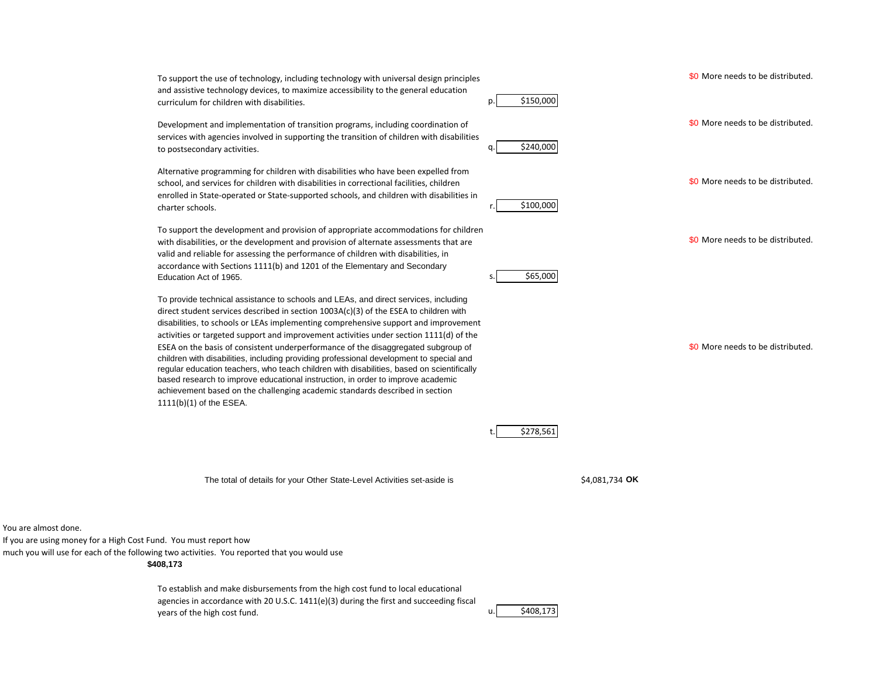| Activity | | Amount | Status |
|---|---|---|---|
| To support the use of technology, including technology with universal design principles and assistive technology devices, to maximize accessibility to the general education curriculum for children with disabilities. | p. | $150,000 | $0 More needs to be distributed. |
| Development and implementation of transition programs, including coordination of services with agencies involved in supporting the transition of children with disabilities to postsecondary activities. | q. | $240,000 | $0 More needs to be distributed. |
| Alternative programming for children with disabilities who have been expelled from school, and services for children with disabilities in correctional facilities, children enrolled in State-operated or State-supported schools, and children with disabilities in charter schools. | r. | $100,000 | $0 More needs to be distributed. |
| To support the development and provision of appropriate accommodations for children with disabilities, or the development and provision of alternate assessments that are valid and reliable for assessing the performance of children with disabilities, in accordance with Sections 1111(b) and 1201 of the Elementary and Secondary Education Act of 1965. | s. | $65,000 | $0 More needs to be distributed. |
| To provide technical assistance to schools and LEAs, and direct services, including direct student services described in section 1003A(c)(3) of the ESEA to children with disabilities, to schools or LEAs implementing comprehensive support and improvement activities or targeted support and improvement activities under section 1111(d) of the ESEA on the basis of consistent underperformance of the disaggregated subgroup of children with disabilities, including providing professional development to special and regular education teachers, who teach children with disabilities, based on scientifically based research to improve educational instruction, in order to improve academic achievement based on the challenging academic standards described in section 1111(b)(1) of the ESEA. | t. | $278,561 | $0 More needs to be distributed. |

The total of details for your Other State-Level Activities set-aside is $4,081,734 **OK**

You are almost done.
If you are using money for a High Cost Fund. You must report how much you will use for each of the following two activities. You reported that you would use
**$408,173**

| Activity | | Amount |
|---|---|---|
| To establish and make disbursements from the high cost fund to local educational agencies in accordance with 20 U.S.C. 1411(e)(3) during the first and succeeding fiscal years of the high cost fund. | u. | $408,173 |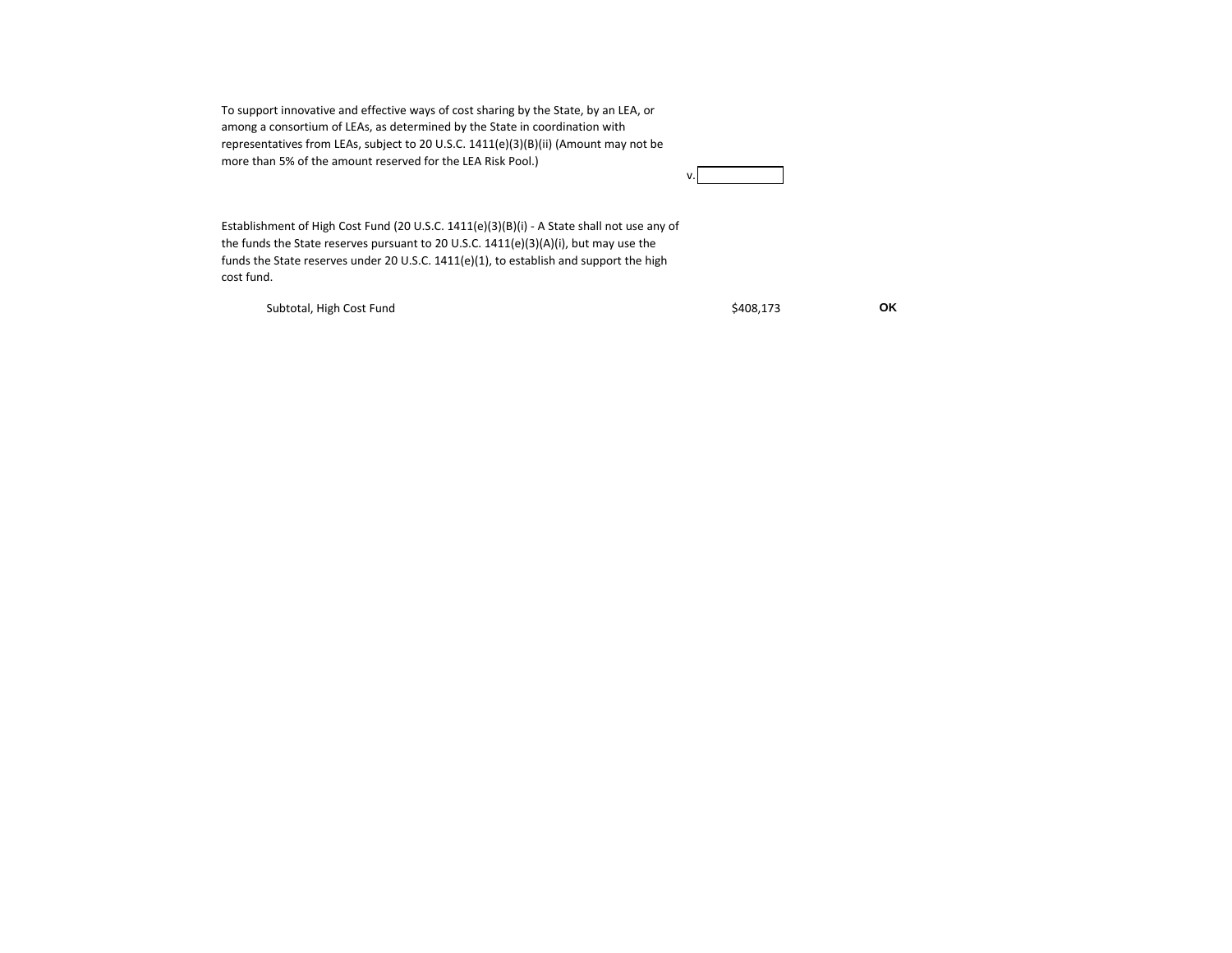To support innovative and effective ways of cost sharing by the State, by an LEA, or among a consortium of LEAs, as determined by the State in coordination with representatives from LEAs, subject to 20 U.S.C. 1411(e)(3)(B)(ii) (Amount may not be more than 5% of the amount reserved for the LEA Risk Pool.)

| | | |
|---|---|---|
| v. | | |

Establishment of High Cost Fund (20 U.S.C. 1411(e)(3)(B)(i) - A State shall not use any of the funds the State reserves pursuant to 20 U.S.C. 1411(e)(3)(A)(i), but may use the funds the State reserves under 20 U.S.C. 1411(e)(1), to establish and support the high cost fund.

| | | |
|---|---|---|
| Subtotal, High Cost Fund | $408,173 | **OK** |